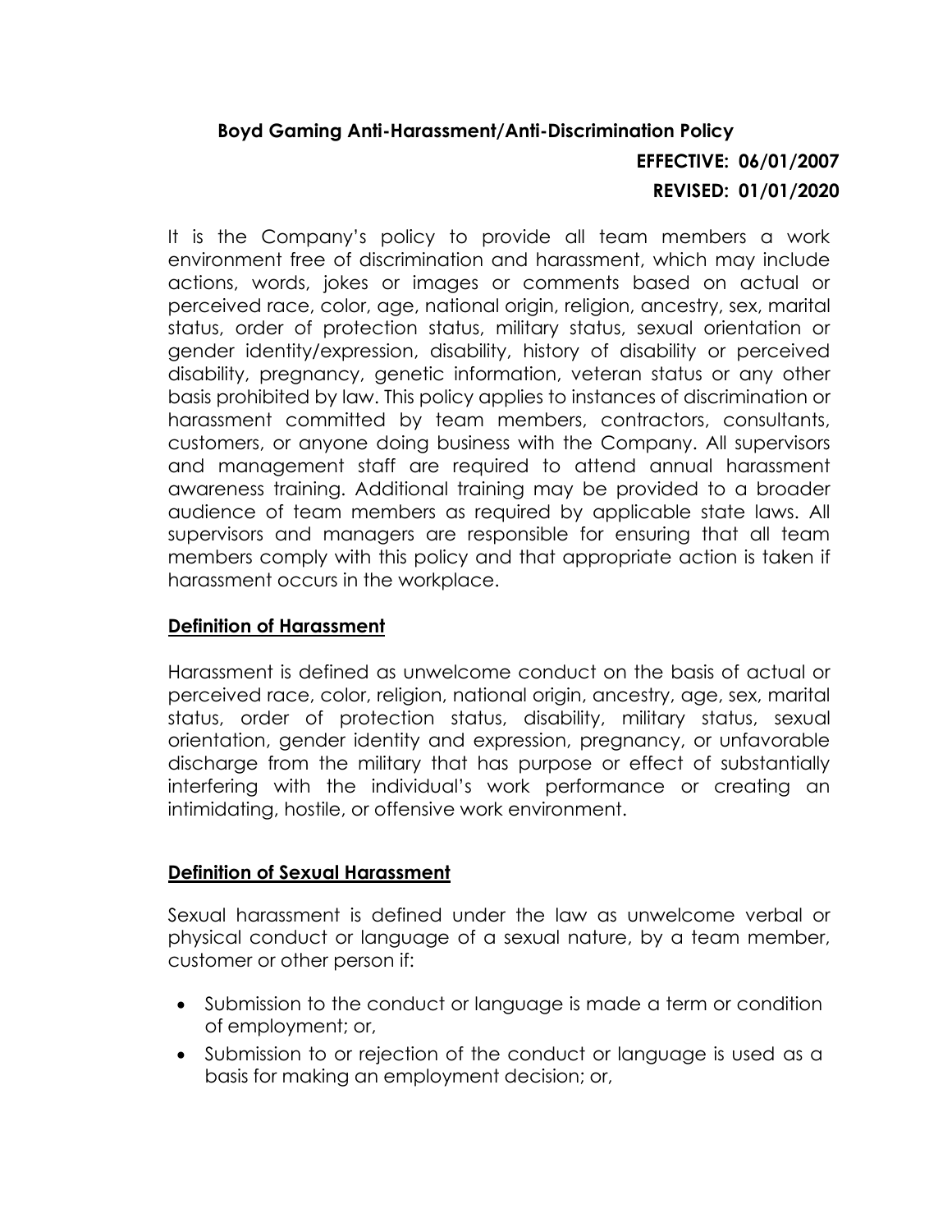# Boyd Gaming Anti-Harassment/Anti-Discrimination Policy

**EFFECTIVE: 06/01/2007**

**REVISED: 01/01/2020**

It is the Company's policy to provide all team members a work environment free of discrimination and harassment, which may include actions, words, jokes or images or comments based on actual or perceived race, color, age, national origin, religion, ancestry, sex, marital status, order of protection status, military status, sexual orientation or gender identity/expression, disability, history of disability or perceived disability, pregnancy, genetic information, veteran status or any other basis prohibited by law. This policy applies to instances of discrimination or harassment committed by team members, contractors, consultants, customers, or anyone doing business with the Company. All supervisors and management staff are required to attend annual harassment awareness training. Additional training may be provided to a broader audience of team members as required by applicable state laws. All supervisors and managers are responsible for ensuring that all team members comply with this policy and that appropriate action is taken if harassment occurs in the workplace.

## Definition of Harassment

Harassment is defined as unwelcome conduct on the basis of actual or perceived race, color, religion, national origin, ancestry, age, sex, marital status, order of protection status, disability, military status, sexual orientation, gender identity and expression, pregnancy, or unfavorable discharge from the military that has purpose or effect of substantially interfering with the individual's work performance or creating an intimidating, hostile, or offensive work environment.

## Definition of Sexual Harassment

Sexual harassment is defined under the law as unwelcome verbal or physical conduct or language of a sexual nature, by a team member, customer or other person if:

- Submission to the conduct or language is made a term or condition of employment; or,
- Submission to or rejection of the conduct or language is used as a basis for making an employment decision; or,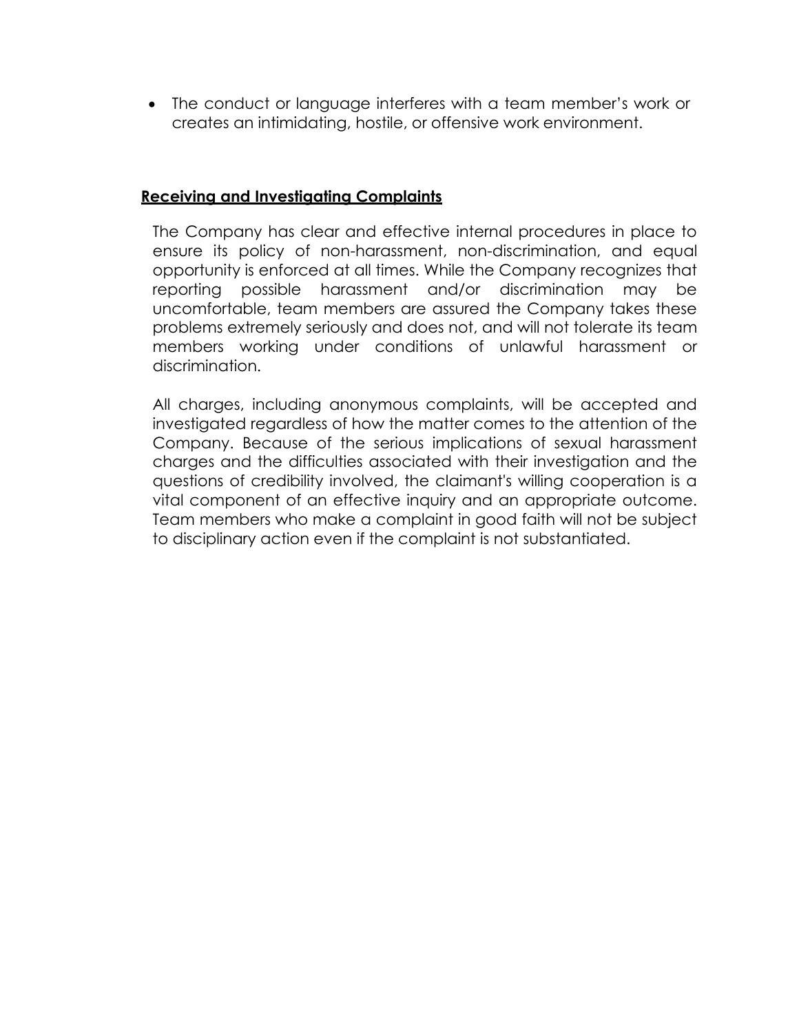- The conduct or language interferes with a team member's work or creates an intimidating, hostile, or offensive work environment.

## **Receiving and Investigating Complaints**

The Company has clear and effective internal procedures in place to ensure its policy of non-harassment, non-discrimination, and equal opportunity is enforced at all times. While the Company recognizes that reporting possible harassment and/or discrimination may be uncomfortable, team members are assured the Company takes these problems extremely seriously and does not, and will not tolerate its team members working under conditions of unlawful harassment or discrimination.

All charges, including anonymous complaints, will be accepted and investigated regardless of how the matter comes to the attention of the Company. Because of the serious implications of sexual harassment charges and the difficulties associated with their investigation and the questions of credibility involved, the claimant's willing cooperation is a vital component of an effective inquiry and an appropriate outcome. Team members who make a complaint in good faith will not be subject to disciplinary action even if the complaint is not substantiated.